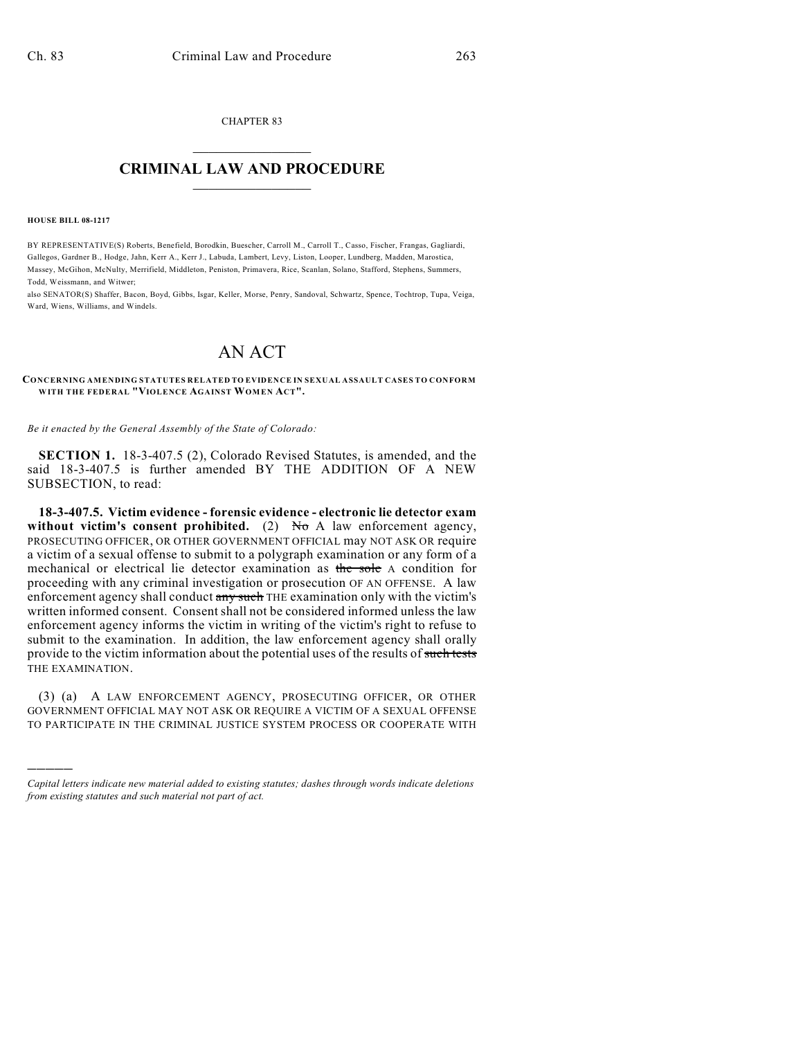CHAPTER 83

# CRIMINAL LAW AND PROCEDURE

**HOUSE BILL 08-1217**

BY REPRESENTATIVE(S) Roberts, Benefield, Borodkin, Buescher, Carroll M., Carroll T., Casso, Fischer, Frangas, Gagliardi, Gallegos, Gardner B., Hodge, Jahn, Kerr A., Kerr J., Labuda, Lambert, Levy, Liston, Looper, Lundberg, Madden, Marostica, Massey, McGihon, McNulty, Merrifield, Middleton, Peniston, Primavera, Rice, Scanlan, Solano, Stafford, Stephens, Summers, Todd, Weissmann, and Witwer;
also SENATOR(S) Shaffer, Bacon, Boyd, Gibbs, Isgar, Keller, Morse, Penry, Sandoval, Schwartz, Spence, Tochtrop, Tupa, Veiga, Ward, Wiens, Williams, and Windels.

# AN ACT

**CONCERNING AMENDING STATUTES RELATED TO EVIDENCE IN SEXUAL ASSAULT CASES TO CONFORM WITH THE FEDERAL "VIOLENCE AGAINST WOMEN ACT".**

*Be it enacted by the General Assembly of the State of Colorado:*

**SECTION 1.** 18-3-407.5 (2), Colorado Revised Statutes, is amended, and the said 18-3-407.5 is further amended BY THE ADDITION OF A NEW SUBSECTION, to read:

**18-3-407.5. Victim evidence - forensic evidence - electronic lie detector exam without victim's consent prohibited.** (2) ~~No~~ A law enforcement agency, PROSECUTING OFFICER, OR OTHER GOVERNMENT OFFICIAL may NOT ASK OR require a victim of a sexual offense to submit to a polygraph examination or any form of a mechanical or electrical lie detector examination as ~~the sole~~ A condition for proceeding with any criminal investigation or prosecution OF AN OFFENSE. A law enforcement agency shall conduct ~~any such~~ THE examination only with the victim's written informed consent. Consent shall not be considered informed unless the law enforcement agency informs the victim in writing of the victim's right to refuse to submit to the examination. In addition, the law enforcement agency shall orally provide to the victim information about the potential uses of the results of ~~such tests~~ THE EXAMINATION.

(3) (a) A LAW ENFORCEMENT AGENCY, PROSECUTING OFFICER, OR OTHER GOVERNMENT OFFICIAL MAY NOT ASK OR REQUIRE A VICTIM OF A SEXUAL OFFENSE TO PARTICIPATE IN THE CRIMINAL JUSTICE SYSTEM PROCESS OR COOPERATE WITH

*Capital letters indicate new material added to existing statutes; dashes through words indicate deletions from existing statutes and such material not part of act.*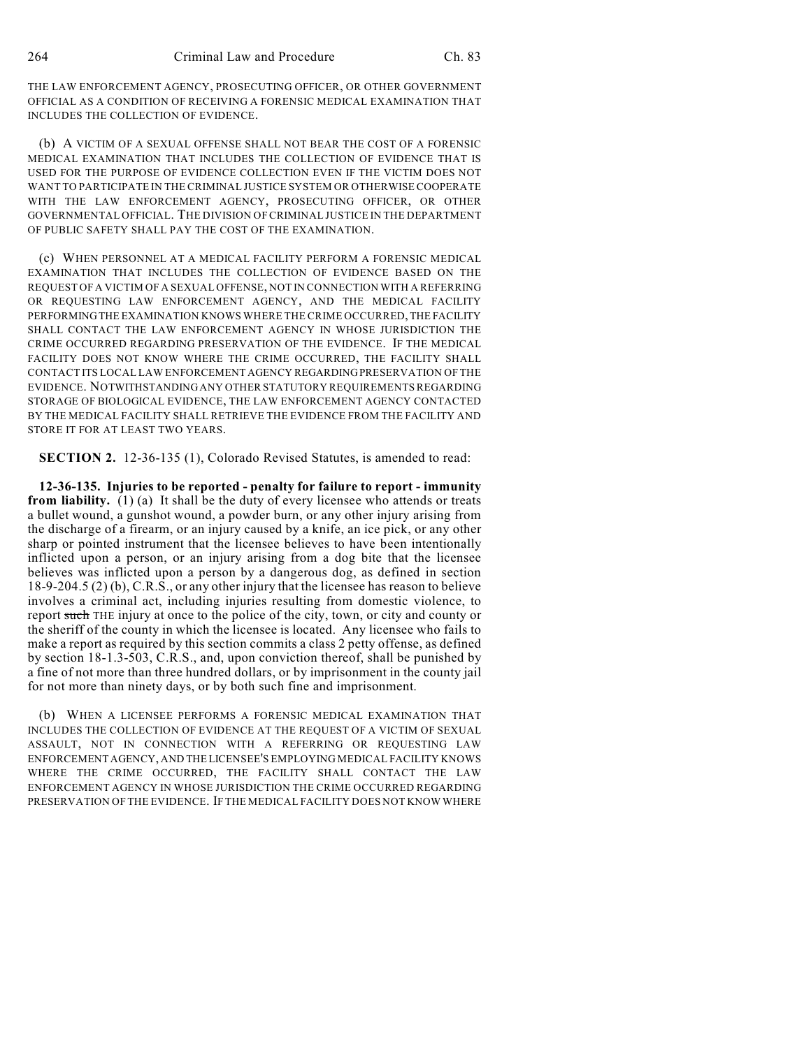THE LAW ENFORCEMENT AGENCY, PROSECUTING OFFICER, OR OTHER GOVERNMENT OFFICIAL AS A CONDITION OF RECEIVING A FORENSIC MEDICAL EXAMINATION THAT INCLUDES THE COLLECTION OF EVIDENCE.

(b) A VICTIM OF A SEXUAL OFFENSE SHALL NOT BEAR THE COST OF A FORENSIC MEDICAL EXAMINATION THAT INCLUDES THE COLLECTION OF EVIDENCE THAT IS USED FOR THE PURPOSE OF EVIDENCE COLLECTION EVEN IF THE VICTIM DOES NOT WANT TO PARTICIPATE IN THE CRIMINAL JUSTICE SYSTEM OR OTHERWISE COOPERATE WITH THE LAW ENFORCEMENT AGENCY, PROSECUTING OFFICER, OR OTHER GOVERNMENTAL OFFICIAL. THE DIVISION OF CRIMINAL JUSTICE IN THE DEPARTMENT OF PUBLIC SAFETY SHALL PAY THE COST OF THE EXAMINATION.

(c) WHEN PERSONNEL AT A MEDICAL FACILITY PERFORM A FORENSIC MEDICAL EXAMINATION THAT INCLUDES THE COLLECTION OF EVIDENCE BASED ON THE REQUEST OF A VICTIM OF A SEXUAL OFFENSE, NOT IN CONNECTION WITH A REFERRING OR REQUESTING LAW ENFORCEMENT AGENCY, AND THE MEDICAL FACILITY PERFORMING THE EXAMINATION KNOWS WHERE THE CRIME OCCURRED, THE FACILITY SHALL CONTACT THE LAW ENFORCEMENT AGENCY IN WHOSE JURISDICTION THE CRIME OCCURRED REGARDING PRESERVATION OF THE EVIDENCE. IF THE MEDICAL FACILITY DOES NOT KNOW WHERE THE CRIME OCCURRED, THE FACILITY SHALL CONTACT ITS LOCAL LAW ENFORCEMENT AGENCY REGARDING PRESERVATION OF THE EVIDENCE. NOTWITHSTANDING ANY OTHER STATUTORY REQUIREMENTS REGARDING STORAGE OF BIOLOGICAL EVIDENCE, THE LAW ENFORCEMENT AGENCY CONTACTED BY THE MEDICAL FACILITY SHALL RETRIEVE THE EVIDENCE FROM THE FACILITY AND STORE IT FOR AT LEAST TWO YEARS.

**SECTION 2.** 12-36-135 (1), Colorado Revised Statutes, is amended to read:

**12-36-135. Injuries to be reported - penalty for failure to report - immunity from liability.** (1) (a) It shall be the duty of every licensee who attends or treats a bullet wound, a gunshot wound, a powder burn, or any other injury arising from the discharge of a firearm, or an injury caused by a knife, an ice pick, or any other sharp or pointed instrument that the licensee believes to have been intentionally inflicted upon a person, or an injury arising from a dog bite that the licensee believes was inflicted upon a person by a dangerous dog, as defined in section 18-9-204.5 (2) (b), C.R.S., or any other injury that the licensee has reason to believe involves a criminal act, including injuries resulting from domestic violence, to report ~~such~~ THE injury at once to the police of the city, town, or city and county or the sheriff of the county in which the licensee is located. Any licensee who fails to make a report as required by this section commits a class 2 petty offense, as defined by section 18-1.3-503, C.R.S., and, upon conviction thereof, shall be punished by a fine of not more than three hundred dollars, or by imprisonment in the county jail for not more than ninety days, or by both such fine and imprisonment.

(b) WHEN A LICENSEE PERFORMS A FORENSIC MEDICAL EXAMINATION THAT INCLUDES THE COLLECTION OF EVIDENCE AT THE REQUEST OF A VICTIM OF SEXUAL ASSAULT, NOT IN CONNECTION WITH A REFERRING OR REQUESTING LAW ENFORCEMENT AGENCY, AND THE LICENSEE'S EMPLOYING MEDICAL FACILITY KNOWS WHERE THE CRIME OCCURRED, THE FACILITY SHALL CONTACT THE LAW ENFORCEMENT AGENCY IN WHOSE JURISDICTION THE CRIME OCCURRED REGARDING PRESERVATION OF THE EVIDENCE. IF THE MEDICAL FACILITY DOES NOT KNOW WHERE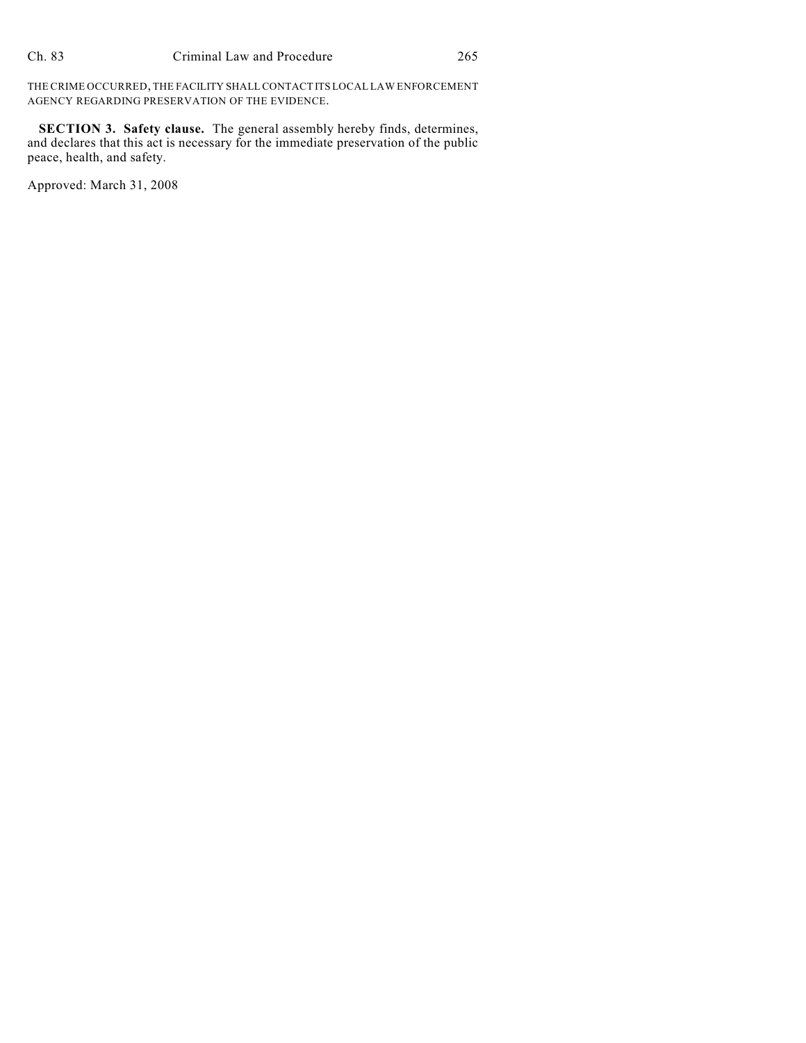THE CRIME OCCURRED, THE FACILITY SHALL CONTACT ITS LOCAL LAW ENFORCEMENT AGENCY REGARDING PRESERVATION OF THE EVIDENCE.

**SECTION 3. Safety clause.** The general assembly hereby finds, determines, and declares that this act is necessary for the immediate preservation of the public peace, health, and safety.

Approved: March 31, 2008